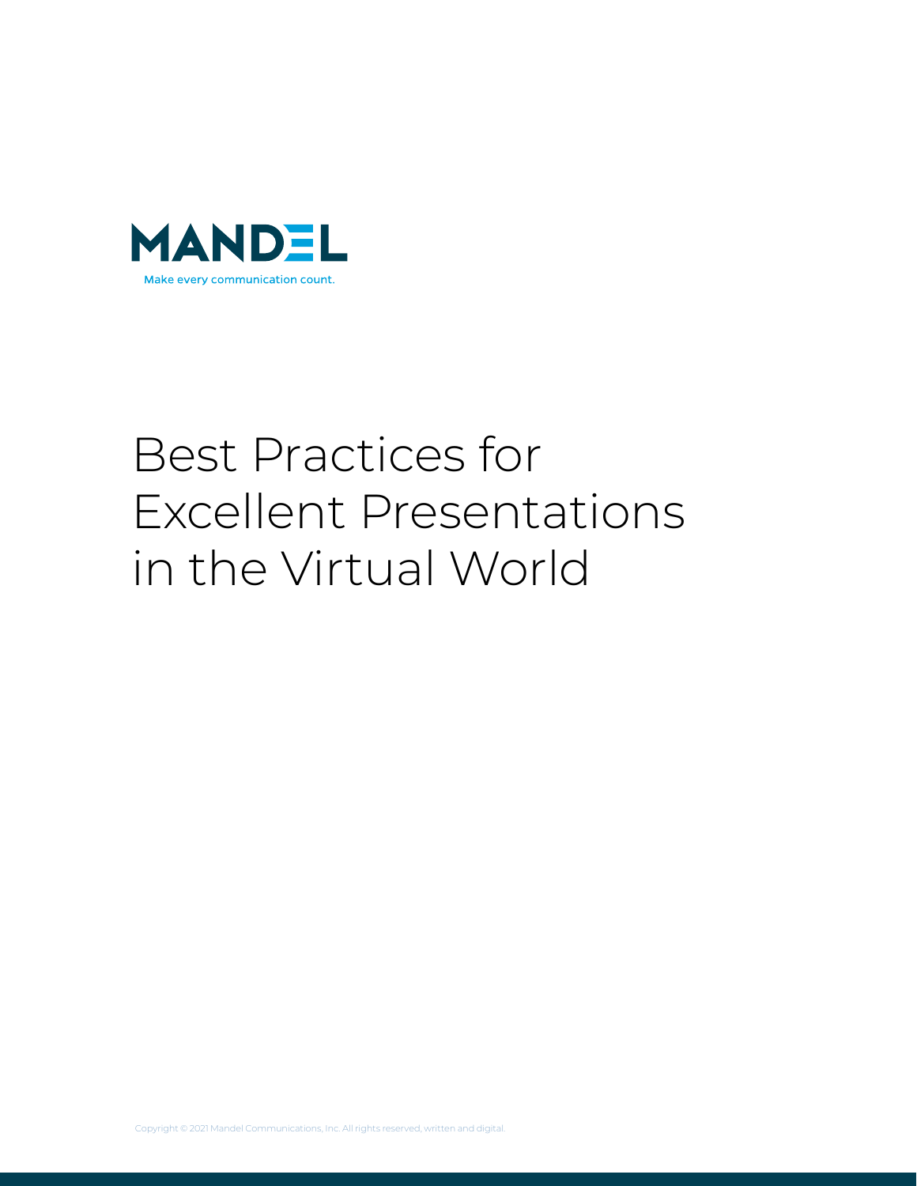MANDEL

Make every communication count.

# Best Practices for Excellent Presentations in the Virtual World

Copyright © 2021 Mandel Communications, Inc. All rights reserved, written and digital.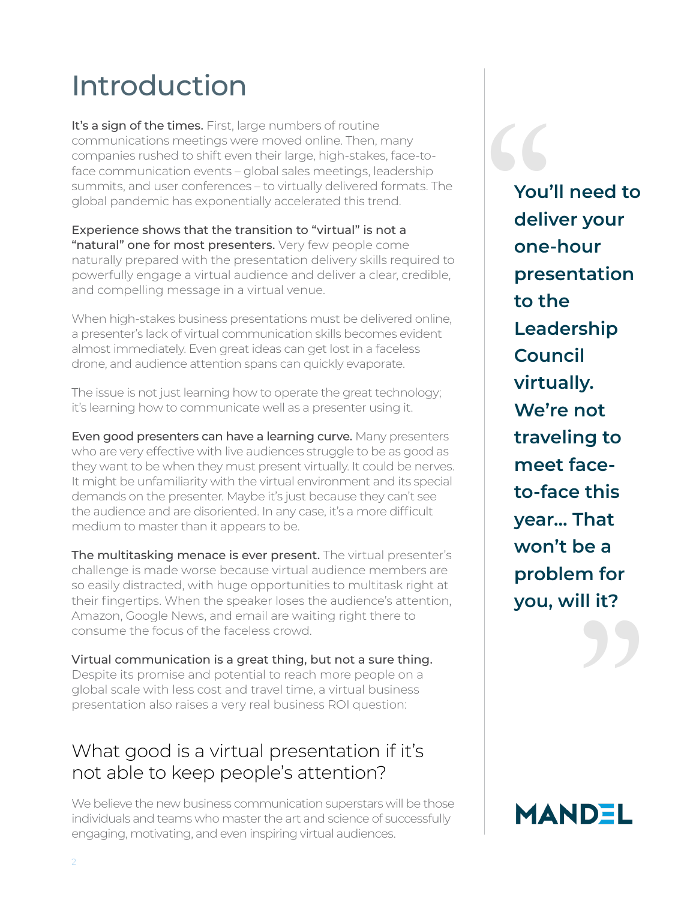# Introduction

**It's a sign of the times.** First, large numbers of routine communications meetings were moved online. Then, many companies rushed to shift even their large, high-stakes, face-to-face communication events – global sales meetings, leadership summits, and user conferences – to virtually delivered formats. The global pandemic has exponentially accelerated this trend.

**Experience shows that the transition to "virtual" is not a "natural" one for most presenters.** Very few people come naturally prepared with the presentation delivery skills required to powerfully engage a virtual audience and deliver a clear, credible, and compelling message in a virtual venue.

When high-stakes business presentations must be delivered online, a presenter's lack of virtual communication skills becomes evident almost immediately. Even great ideas can get lost in a faceless drone, and audience attention spans can quickly evaporate.

The issue is not just learning how to operate the great technology; it's learning how to communicate well as a presenter using it.

**Even good presenters can have a learning curve.** Many presenters who are very effective with live audiences struggle to be as good as they want to be when they must present virtually. It could be nerves. It might be unfamiliarity with the virtual environment and its special demands on the presenter. Maybe it's just because they can't see the audience and are disoriented. In any case, it's a more difficult medium to master than it appears to be.

**The multitasking menace is ever present.** The virtual presenter's challenge is made worse because virtual audience members are so easily distracted, with huge opportunities to multitask right at their fingertips. When the speaker loses the audience's attention, Amazon, Google News, and email are waiting right there to consume the focus of the faceless crowd.

**Virtual communication is a great thing, but not a sure thing.** Despite its promise and potential to reach more people on a global scale with less cost and travel time, a virtual business presentation also raises a very real business ROI question:

## What good is a virtual presentation if it's not able to keep people's attention?

We believe the new business communication superstars will be those individuals and teams who master the art and science of successfully engaging, motivating, and even inspiring virtual audiences.

> **"You'll need to deliver your one-hour presentation to the Leadership Council virtually. We're not traveling to meet face-to-face this year... That won't be a problem for you, will it?"**

MANDEL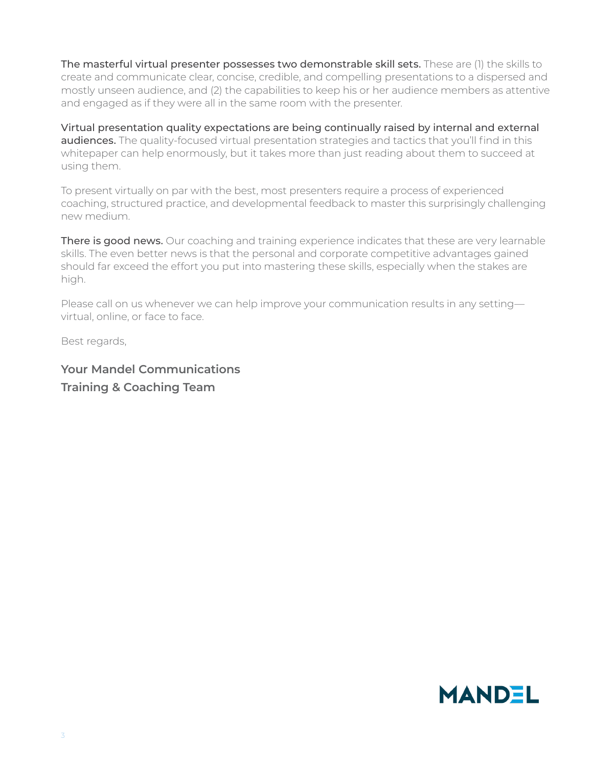**The masterful virtual presenter possesses two demonstrable skill sets.** These are (1) the skills to create and communicate clear, concise, credible, and compelling presentations to a dispersed and mostly unseen audience, and (2) the capabilities to keep his or her audience members as attentive and engaged as if they were all in the same room with the presenter.

**Virtual presentation quality expectations are being continually raised by internal and external audiences.** The quality-focused virtual presentation strategies and tactics that you'll find in this whitepaper can help enormously, but it takes more than just reading about them to succeed at using them.

To present virtually on par with the best, most presenters require a process of experienced coaching, structured practice, and developmental feedback to master this surprisingly challenging new medium.

**There is good news.** Our coaching and training experience indicates that these are very learnable skills. The even better news is that the personal and corporate competitive advantages gained should far exceed the effort you put into mastering these skills, especially when the stakes are high.

Please call on us whenever we can help improve your communication results in any setting—virtual, online, or face to face.

Best regards,

**Your Mandel Communications
Training & Coaching Team**

MANDEL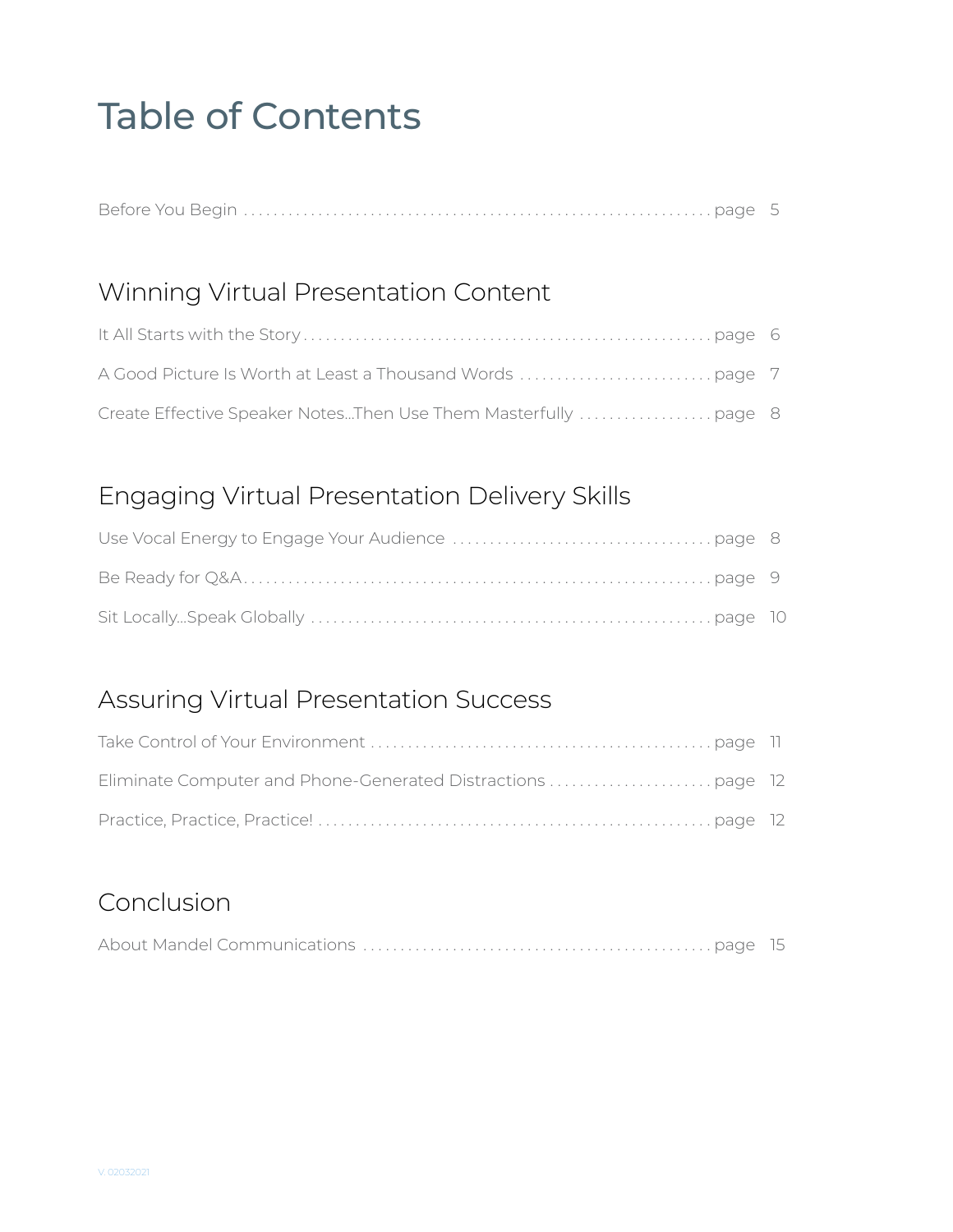# Table of Contents

Before You Begin ........ page 5

## Winning Virtual Presentation Content

It All Starts with the Story ........ page 6

A Good Picture Is Worth at Least a Thousand Words ........ page 7

Create Effective Speaker Notes...Then Use Them Masterfully ........ page 8

## Engaging Virtual Presentation Delivery Skills

Use Vocal Energy to Engage Your Audience ........ page 8

Be Ready for Q&A ........ page 9

Sit Locally...Speak Globally ........ page 10

## Assuring Virtual Presentation Success

Take Control of Your Environment ........ page 11

Eliminate Computer and Phone-Generated Distractions ........ page 12

Practice, Practice, Practice! ........ page 12

## Conclusion

About Mandel Communications ........ page 15

V. 02032021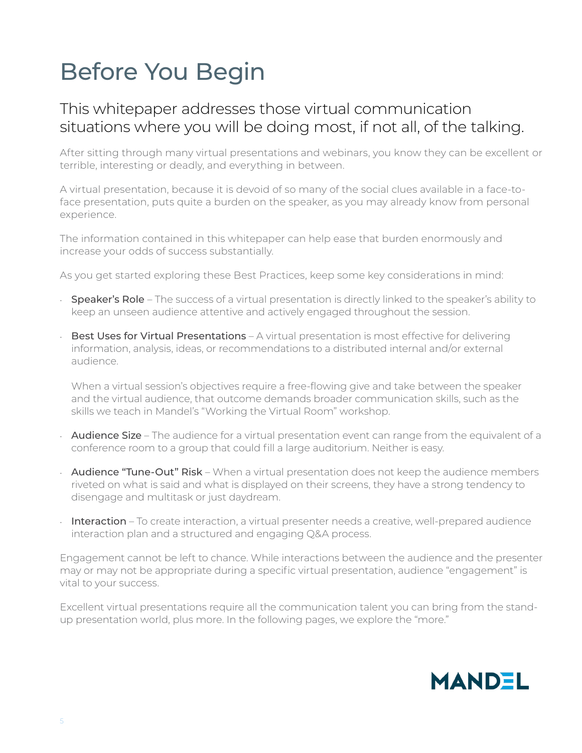# Before You Begin

## This whitepaper addresses those virtual communication situations where you will be doing most, if not all, of the talking.

After sitting through many virtual presentations and webinars, you know they can be excellent or terrible, interesting or deadly, and everything in between.

A virtual presentation, because it is devoid of so many of the social clues available in a face-to-face presentation, puts quite a burden on the speaker, as you may already know from personal experience.

The information contained in this whitepaper can help ease that burden enormously and increase your odds of success substantially.

As you get started exploring these Best Practices, keep some key considerations in mind:

- **Speaker's Role** – The success of a virtual presentation is directly linked to the speaker's ability to keep an unseen audience attentive and actively engaged throughout the session.
- **Best Uses for Virtual Presentations** – A virtual presentation is most effective for delivering information, analysis, ideas, or recommendations to a distributed internal and/or external audience.

  When a virtual session's objectives require a free-flowing give and take between the speaker and the virtual audience, that outcome demands broader communication skills, such as the skills we teach in Mandel's "Working the Virtual Room" workshop.
- **Audience Size** – The audience for a virtual presentation event can range from the equivalent of a conference room to a group that could fill a large auditorium. Neither is easy.
- **Audience "Tune-Out" Risk** – When a virtual presentation does not keep the audience members riveted on what is said and what is displayed on their screens, they have a strong tendency to disengage and multitask or just daydream.
- **Interaction** – To create interaction, a virtual presenter needs a creative, well-prepared audience interaction plan and a structured and engaging Q&A process.

Engagement cannot be left to chance. While interactions between the audience and the presenter may or may not be appropriate during a specific virtual presentation, audience "engagement" is vital to your success.

Excellent virtual presentations require all the communication talent you can bring from the stand-up presentation world, plus more. In the following pages, we explore the "more."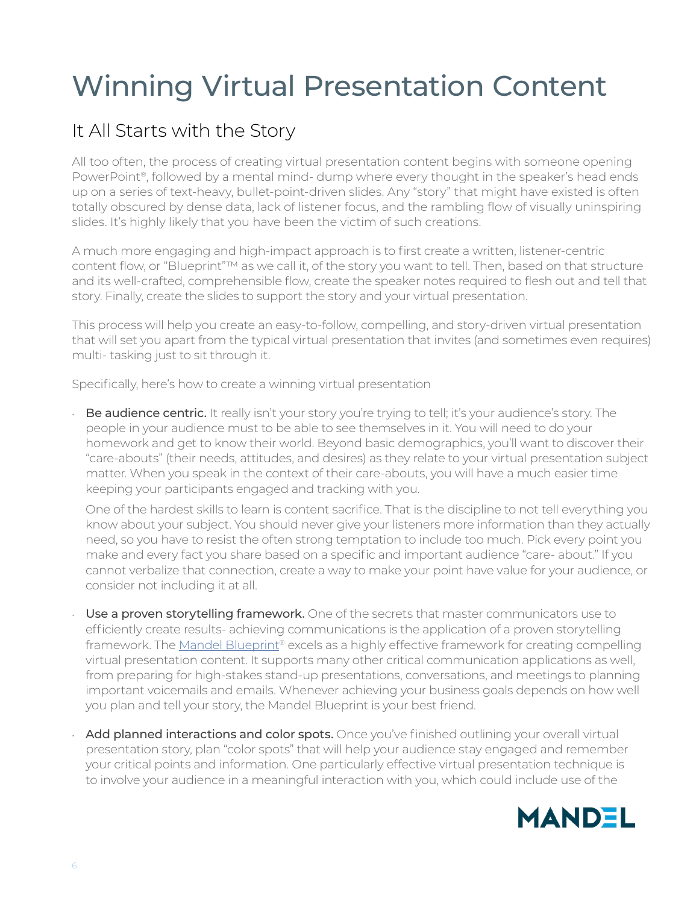# Winning Virtual Presentation Content

## It All Starts with the Story

All too often, the process of creating virtual presentation content begins with someone opening PowerPoint®, followed by a mental mind- dump where every thought in the speaker's head ends up on a series of text-heavy, bullet-point-driven slides. Any "story" that might have existed is often totally obscured by dense data, lack of listener focus, and the rambling flow of visually uninspiring slides. It's highly likely that you have been the victim of such creations.

A much more engaging and high-impact approach is to first create a written, listener-centric content flow, or "Blueprint"™ as we call it, of the story you want to tell. Then, based on that structure and its well-crafted, comprehensible flow, create the speaker notes required to flesh out and tell that story. Finally, create the slides to support the story and your virtual presentation.

This process will help you create an easy-to-follow, compelling, and story-driven virtual presentation that will set you apart from the typical virtual presentation that invites (and sometimes even requires) multi- tasking just to sit through it.

Specifically, here's how to create a winning virtual presentation

- **Be audience centric.** It really isn't your story you're trying to tell; it's your audience's story. The people in your audience must to be able to see themselves in it. You will need to do your homework and get to know their world. Beyond basic demographics, you'll want to discover their "care-abouts" (their needs, attitudes, and desires) as they relate to your virtual presentation subject matter. When you speak in the context of their care-abouts, you will have a much easier time keeping your participants engaged and tracking with you.

  One of the hardest skills to learn is content sacrifice. That is the discipline to not tell everything you know about your subject. You should never give your listeners more information than they actually need, so you have to resist the often strong temptation to include too much. Pick every point you make and every fact you share based on a specific and important audience "care- about." If you cannot verbalize that connection, create a way to make your point have value for your audience, or consider not including it at all.

- **Use a proven storytelling framework.** One of the secrets that master communicators use to efficiently create results- achieving communications is the application of a proven storytelling framework. The Mandel Blueprint® excels as a highly effective framework for creating compelling virtual presentation content. It supports many other critical communication applications as well, from preparing for high-stakes stand-up presentations, conversations, and meetings to planning important voicemails and emails. Whenever achieving your business goals depends on how well you plan and tell your story, the Mandel Blueprint is your best friend.

- **Add planned interactions and color spots.** Once you've finished outlining your overall virtual presentation story, plan "color spots" that will help your audience stay engaged and remember your critical points and information. One particularly effective virtual presentation technique is to involve your audience in a meaningful interaction with you, which could include use of the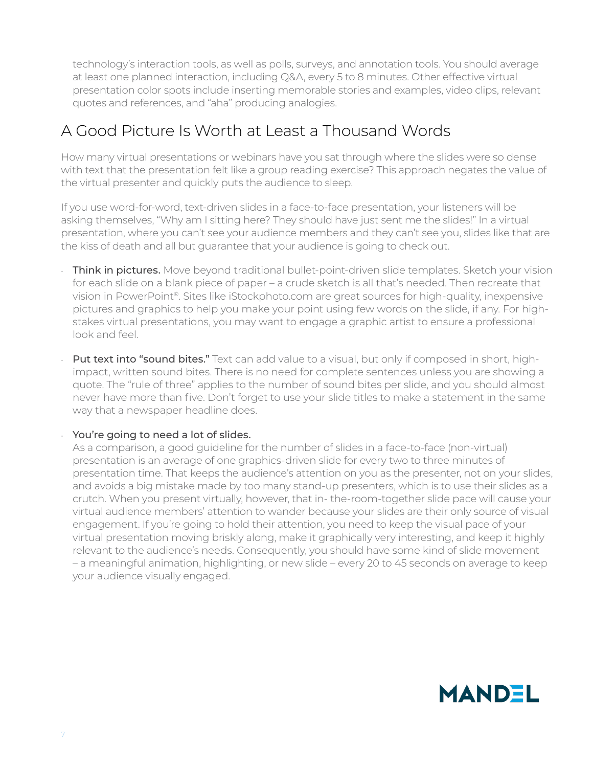technology's interaction tools, as well as polls, surveys, and annotation tools. You should average at least one planned interaction, including Q&A, every 5 to 8 minutes. Other effective virtual presentation color spots include inserting memorable stories and examples, video clips, relevant quotes and references, and "aha" producing analogies.

## A Good Picture Is Worth at Least a Thousand Words

How many virtual presentations or webinars have you sat through where the slides were so dense with text that the presentation felt like a group reading exercise? This approach negates the value of the virtual presenter and quickly puts the audience to sleep.

If you use word-for-word, text-driven slides in a face-to-face presentation, your listeners will be asking themselves, "Why am I sitting here? They should have just sent me the slides!" In a virtual presentation, where you can't see your audience members and they can't see you, slides like that are the kiss of death and all but guarantee that your audience is going to check out.

- **Think in pictures.** Move beyond traditional bullet-point-driven slide templates. Sketch your vision for each slide on a blank piece of paper – a crude sketch is all that's needed. Then recreate that vision in PowerPoint®. Sites like iStockphoto.com are great sources for high-quality, inexpensive pictures and graphics to help you make your point using few words on the slide, if any. For high-stakes virtual presentations, you may want to engage a graphic artist to ensure a professional look and feel.

- **Put text into "sound bites."** Text can add value to a visual, but only if composed in short, high-impact, written sound bites. There is no need for complete sentences unless you are showing a quote. The "rule of three" applies to the number of sound bites per slide, and you should almost never have more than five. Don't forget to use your slide titles to make a statement in the same way that a newspaper headline does.

- **You're going to need a lot of slides.**
  As a comparison, a good guideline for the number of slides in a face-to-face (non-virtual) presentation is an average of one graphics-driven slide for every two to three minutes of presentation time. That keeps the audience's attention on you as the presenter, not on your slides, and avoids a big mistake made by too many stand-up presenters, which is to use their slides as a crutch. When you present virtually, however, that in- the-room-together slide pace will cause your virtual audience members' attention to wander because your slides are their only source of visual engagement. If you're going to hold their attention, you need to keep the visual pace of your virtual presentation moving briskly along, make it graphically very interesting, and keep it highly relevant to the audience's needs. Consequently, you should have some kind of slide movement – a meaningful animation, highlighting, or new slide – every 20 to 45 seconds on average to keep your audience visually engaged.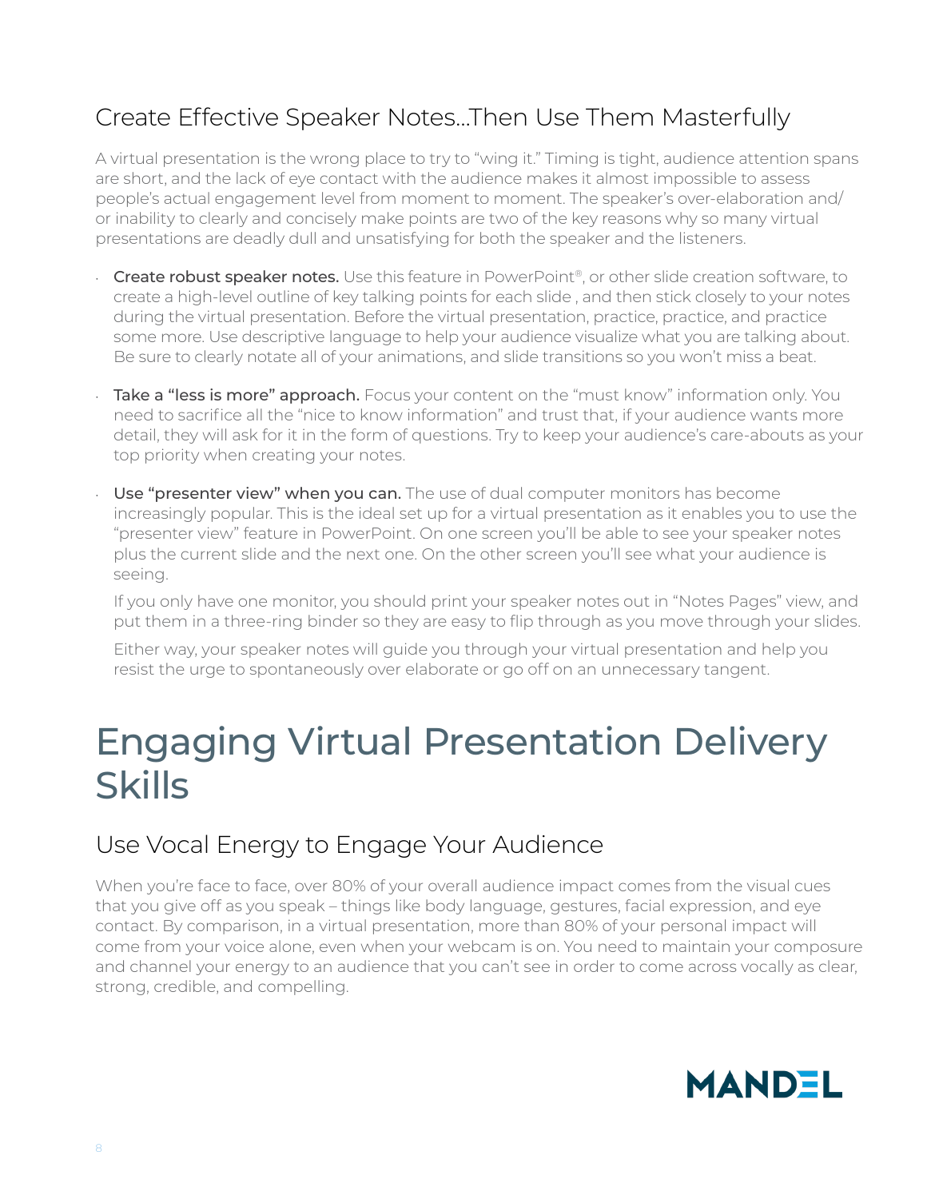## Create Effective Speaker Notes...Then Use Them Masterfully

A virtual presentation is the wrong place to try to "wing it." Timing is tight, audience attention spans are short, and the lack of eye contact with the audience makes it almost impossible to assess people's actual engagement level from moment to moment. The speaker's over-elaboration and/or inability to clearly and concisely make points are two of the key reasons why so many virtual presentations are deadly dull and unsatisfying for both the speaker and the listeners.

- **Create robust speaker notes.** Use this feature in PowerPoint®, or other slide creation software, to create a high-level outline of key talking points for each slide , and then stick closely to your notes during the virtual presentation. Before the virtual presentation, practice, practice, and practice some more. Use descriptive language to help your audience visualize what you are talking about. Be sure to clearly notate all of your animations, and slide transitions so you won't miss a beat.

- **Take a "less is more" approach.** Focus your content on the "must know" information only. You need to sacrifice all the "nice to know information" and trust that, if your audience wants more detail, they will ask for it in the form of questions. Try to keep your audience's care-abouts as your top priority when creating your notes.

- **Use "presenter view" when you can.** The use of dual computer monitors has become increasingly popular. This is the ideal set up for a virtual presentation as it enables you to use the "presenter view" feature in PowerPoint. On one screen you'll be able to see your speaker notes plus the current slide and the next one. On the other screen you'll see what your audience is seeing.

  If you only have one monitor, you should print your speaker notes out in "Notes Pages" view, and put them in a three-ring binder so they are easy to flip through as you move through your slides.

  Either way, your speaker notes will guide you through your virtual presentation and help you resist the urge to spontaneously over elaborate or go off on an unnecessary tangent.

# Engaging Virtual Presentation Delivery Skills

## Use Vocal Energy to Engage Your Audience

When you're face to face, over 80% of your overall audience impact comes from the visual cues that you give off as you speak – things like body language, gestures, facial expression, and eye contact. By comparison, in a virtual presentation, more than 80% of your personal impact will come from your voice alone, even when your webcam is on. You need to maintain your composure and channel your energy to an audience that you can't see in order to come across vocally as clear, strong, credible, and compelling.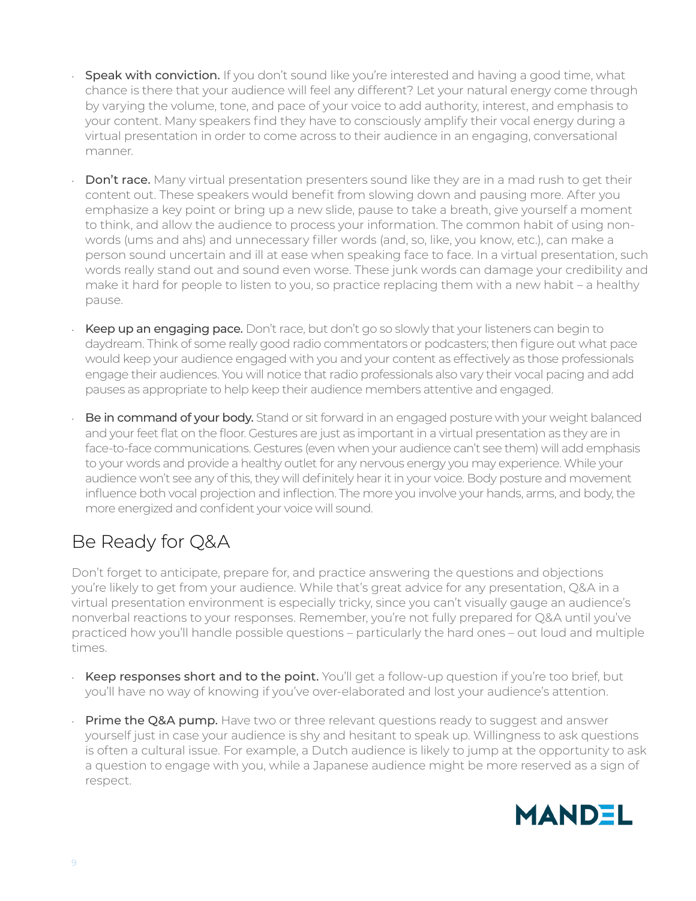- **Speak with conviction.** If you don't sound like you're interested and having a good time, what chance is there that your audience will feel any different? Let your natural energy come through by varying the volume, tone, and pace of your voice to add authority, interest, and emphasis to your content. Many speakers find they have to consciously amplify their vocal energy during a virtual presentation in order to come across to their audience in an engaging, conversational manner.
- **Don't race.** Many virtual presentation presenters sound like they are in a mad rush to get their content out. These speakers would benefit from slowing down and pausing more. After you emphasize a key point or bring up a new slide, pause to take a breath, give yourself a moment to think, and allow the audience to process your information. The common habit of using non-words (ums and ahs) and unnecessary filler words (and, so, like, you know, etc.), can make a person sound uncertain and ill at ease when speaking face to face. In a virtual presentation, such words really stand out and sound even worse. These junk words can damage your credibility and make it hard for people to listen to you, so practice replacing them with a new habit – a healthy pause.
- **Keep up an engaging pace.** Don't race, but don't go so slowly that your listeners can begin to daydream. Think of some really good radio commentators or podcasters; then figure out what pace would keep your audience engaged with you and your content as effectively as those professionals engage their audiences. You will notice that radio professionals also vary their vocal pacing and add pauses as appropriate to help keep their audience members attentive and engaged.
- **Be in command of your body.** Stand or sit forward in an engaged posture with your weight balanced and your feet flat on the floor. Gestures are just as important in a virtual presentation as they are in face-to-face communications. Gestures (even when your audience can't see them) will add emphasis to your words and provide a healthy outlet for any nervous energy you may experience. While your audience won't see any of this, they will definitely hear it in your voice. Body posture and movement influence both vocal projection and inflection. The more you involve your hands, arms, and body, the more energized and confident your voice will sound.

## Be Ready for Q&A

Don't forget to anticipate, prepare for, and practice answering the questions and objections you're likely to get from your audience. While that's great advice for any presentation, Q&A in a virtual presentation environment is especially tricky, since you can't visually gauge an audience's nonverbal reactions to your responses. Remember, you're not fully prepared for Q&A until you've practiced how you'll handle possible questions – particularly the hard ones – out loud and multiple times.

- **Keep responses short and to the point.** You'll get a follow-up question if you're too brief, but you'll have no way of knowing if you've over-elaborated and lost your audience's attention.
- **Prime the Q&A pump.** Have two or three relevant questions ready to suggest and answer yourself just in case your audience is shy and hesitant to speak up. Willingness to ask questions is often a cultural issue. For example, a Dutch audience is likely to jump at the opportunity to ask a question to engage with you, while a Japanese audience might be more reserved as a sign of respect.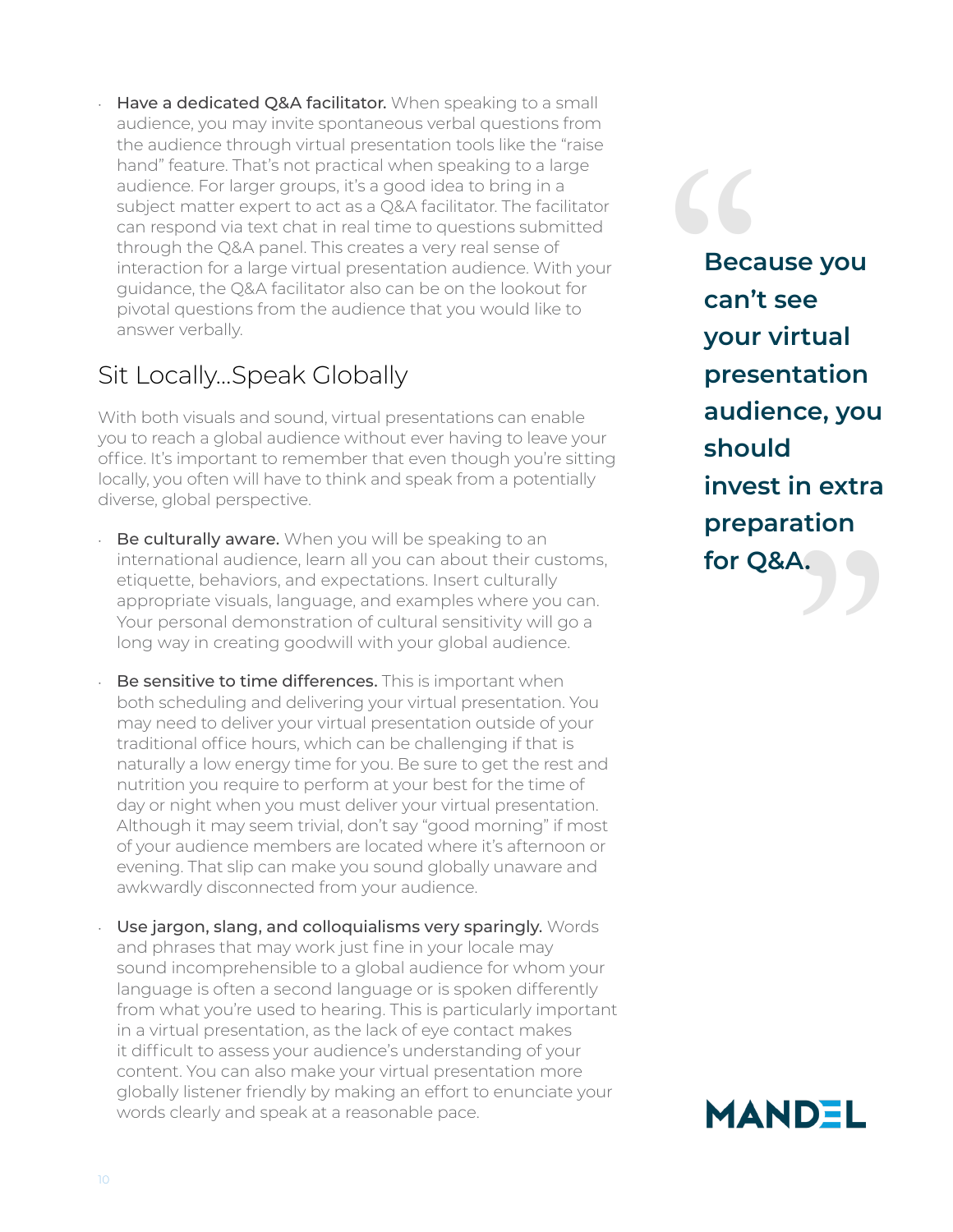- **Have a dedicated Q&A facilitator.** When speaking to a small audience, you may invite spontaneous verbal questions from the audience through virtual presentation tools like the "raise hand" feature. That's not practical when speaking to a large audience. For larger groups, it's a good idea to bring in a subject matter expert to act as a Q&A facilitator. The facilitator can respond via text chat in real time to questions submitted through the Q&A panel. This creates a very real sense of interaction for a large virtual presentation audience. With your guidance, the Q&A facilitator also can be on the lookout for pivotal questions from the audience that you would like to answer verbally.

> **Because you can't see your virtual presentation audience, you should invest in extra preparation for Q&A.**

## Sit Locally...Speak Globally

With both visuals and sound, virtual presentations can enable you to reach a global audience without ever having to leave your office. It's important to remember that even though you're sitting locally, you often will have to think and speak from a potentially diverse, global perspective.

- **Be culturally aware.** When you will be speaking to an international audience, learn all you can about their customs, etiquette, behaviors, and expectations. Insert culturally appropriate visuals, language, and examples where you can. Your personal demonstration of cultural sensitivity will go a long way in creating goodwill with your global audience.

- **Be sensitive to time differences.** This is important when both scheduling and delivering your virtual presentation. You may need to deliver your virtual presentation outside of your traditional office hours, which can be challenging if that is naturally a low energy time for you. Be sure to get the rest and nutrition you require to perform at your best for the time of day or night when you must deliver your virtual presentation. Although it may seem trivial, don't say "good morning" if most of your audience members are located where it's afternoon or evening. That slip can make you sound globally unaware and awkwardly disconnected from your audience.

- **Use jargon, slang, and colloquialisms very sparingly.** Words and phrases that may work just fine in your locale may sound incomprehensible to a global audience for whom your language is often a second language or is spoken differently from what you're used to hearing. This is particularly important in a virtual presentation, as the lack of eye contact makes it difficult to assess your audience's understanding of your content. You can also make your virtual presentation more globally listener friendly by making an effort to enunciate your words clearly and speak at a reasonable pace.

MANDEL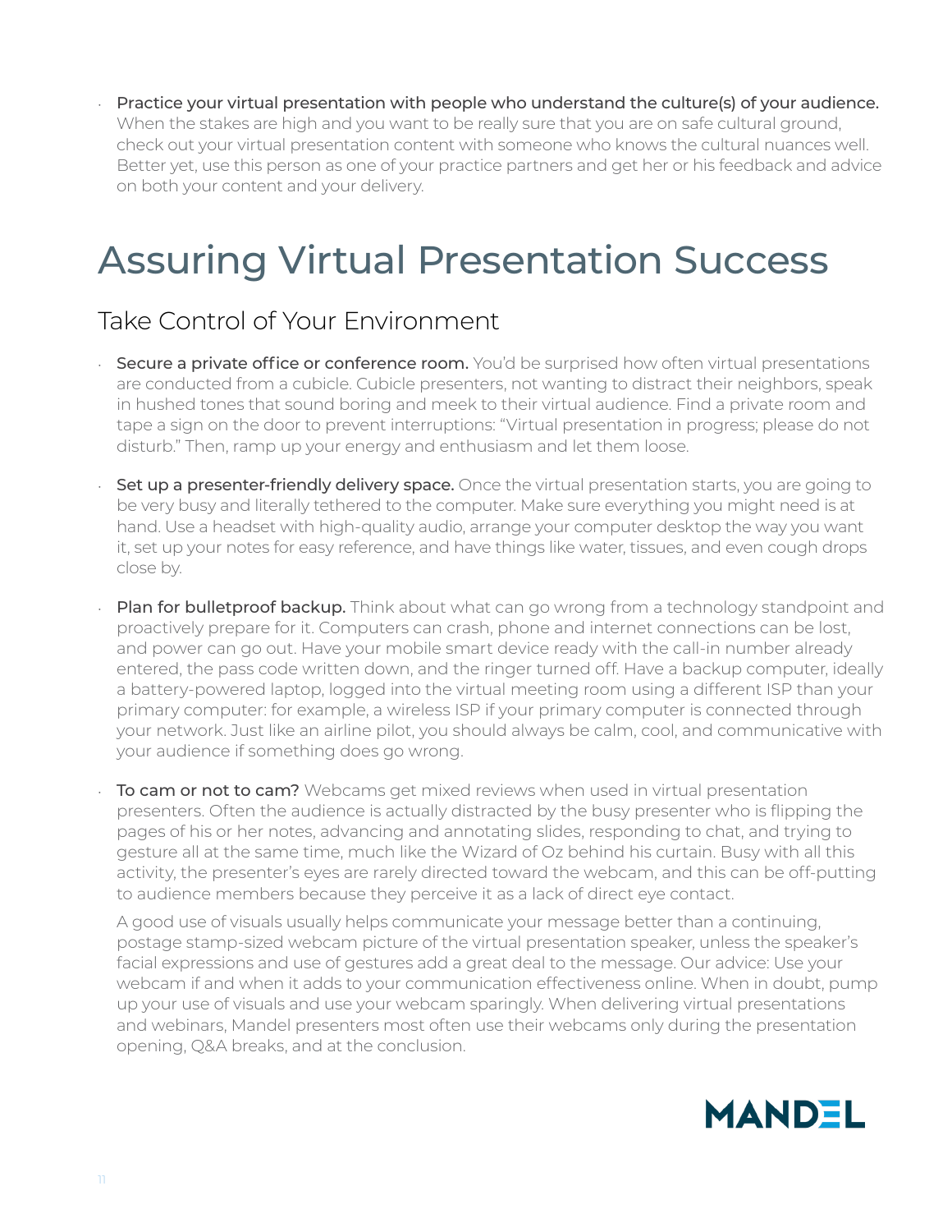- **Practice your virtual presentation with people who understand the culture(s) of your audience.** When the stakes are high and you want to be really sure that you are on safe cultural ground, check out your virtual presentation content with someone who knows the cultural nuances well. Better yet, use this person as one of your practice partners and get her or his feedback and advice on both your content and your delivery.

# Assuring Virtual Presentation Success

## Take Control of Your Environment

- **Secure a private office or conference room.** You'd be surprised how often virtual presentations are conducted from a cubicle. Cubicle presenters, not wanting to distract their neighbors, speak in hushed tones that sound boring and meek to their virtual audience. Find a private room and tape a sign on the door to prevent interruptions: "Virtual presentation in progress; please do not disturb." Then, ramp up your energy and enthusiasm and let them loose.

- **Set up a presenter-friendly delivery space.** Once the virtual presentation starts, you are going to be very busy and literally tethered to the computer. Make sure everything you might need is at hand. Use a headset with high-quality audio, arrange your computer desktop the way you want it, set up your notes for easy reference, and have things like water, tissues, and even cough drops close by.

- **Plan for bulletproof backup.** Think about what can go wrong from a technology standpoint and proactively prepare for it. Computers can crash, phone and internet connections can be lost, and power can go out. Have your mobile smart device ready with the call-in number already entered, the pass code written down, and the ringer turned off. Have a backup computer, ideally a battery-powered laptop, logged into the virtual meeting room using a different ISP than your primary computer: for example, a wireless ISP if your primary computer is connected through your network. Just like an airline pilot, you should always be calm, cool, and communicative with your audience if something does go wrong.

- **To cam or not to cam?** Webcams get mixed reviews when used in virtual presentation presenters. Often the audience is actually distracted by the busy presenter who is flipping the pages of his or her notes, advancing and annotating slides, responding to chat, and trying to gesture all at the same time, much like the Wizard of Oz behind his curtain. Busy with all this activity, the presenter's eyes are rarely directed toward the webcam, and this can be off-putting to audience members because they perceive it as a lack of direct eye contact.

  A good use of visuals usually helps communicate your message better than a continuing, postage stamp-sized webcam picture of the virtual presentation speaker, unless the speaker's facial expressions and use of gestures add a great deal to the message. Our advice: Use your webcam if and when it adds to your communication effectiveness online. When in doubt, pump up your use of visuals and use your webcam sparingly. When delivering virtual presentations and webinars, Mandel presenters most often use their webcams only during the presentation opening, Q&A breaks, and at the conclusion.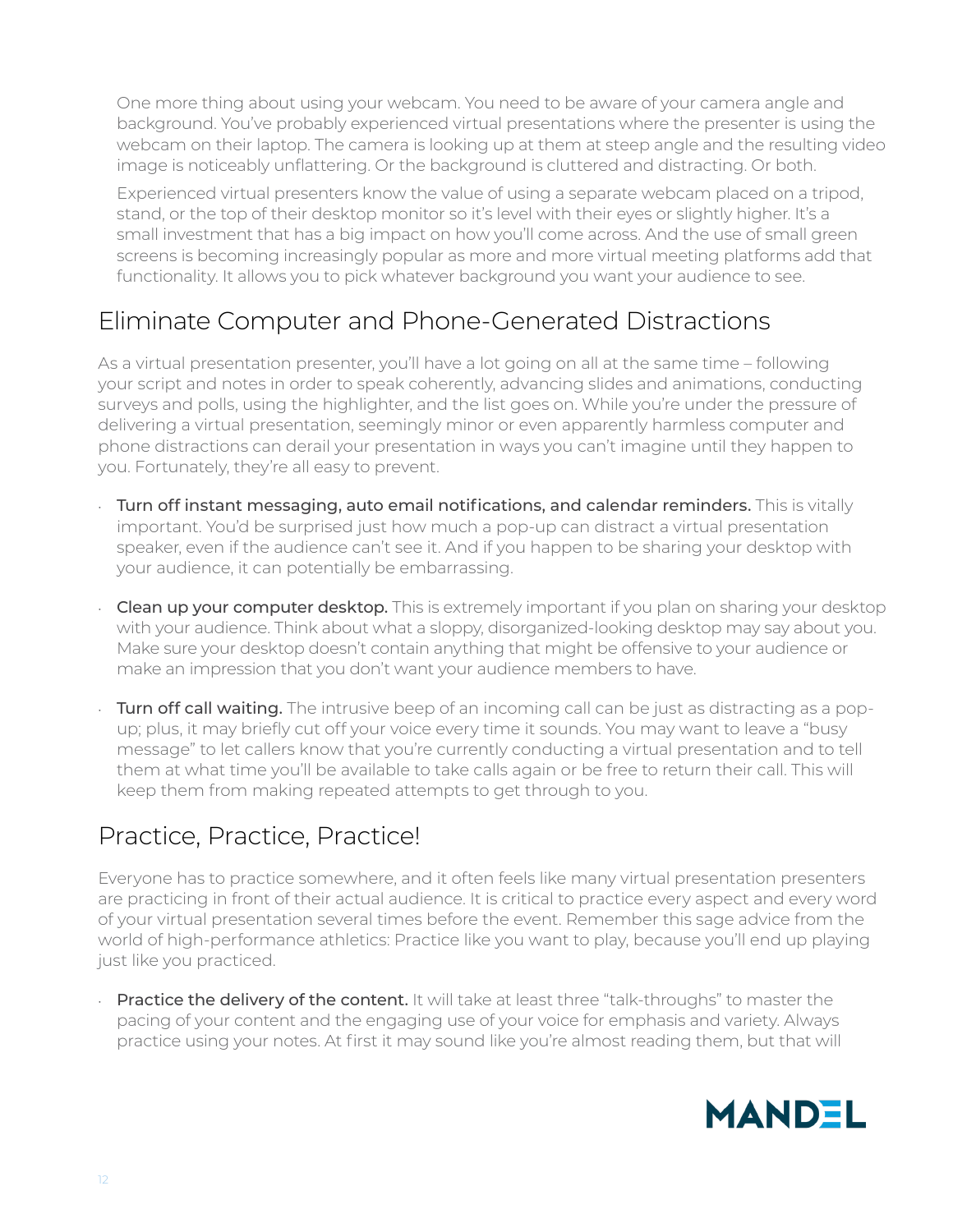One more thing about using your webcam. You need to be aware of your camera angle and background. You've probably experienced virtual presentations where the presenter is using the webcam on their laptop. The camera is looking up at them at steep angle and the resulting video image is noticeably unflattering. Or the background is cluttered and distracting. Or both.

Experienced virtual presenters know the value of using a separate webcam placed on a tripod, stand, or the top of their desktop monitor so it's level with their eyes or slightly higher. It's a small investment that has a big impact on how you'll come across. And the use of small green screens is becoming increasingly popular as more and more virtual meeting platforms add that functionality. It allows you to pick whatever background you want your audience to see.

## Eliminate Computer and Phone-Generated Distractions

As a virtual presentation presenter, you'll have a lot going on all at the same time – following your script and notes in order to speak coherently, advancing slides and animations, conducting surveys and polls, using the highlighter, and the list goes on. While you're under the pressure of delivering a virtual presentation, seemingly minor or even apparently harmless computer and phone distractions can derail your presentation in ways you can't imagine until they happen to you. Fortunately, they're all easy to prevent.

- **Turn off instant messaging, auto email notifications, and calendar reminders.** This is vitally important. You'd be surprised just how much a pop-up can distract a virtual presentation speaker, even if the audience can't see it. And if you happen to be sharing your desktop with your audience, it can potentially be embarrassing.
- **Clean up your computer desktop.** This is extremely important if you plan on sharing your desktop with your audience. Think about what a sloppy, disorganized-looking desktop may say about you. Make sure your desktop doesn't contain anything that might be offensive to your audience or make an impression that you don't want your audience members to have.
- **Turn off call waiting.** The intrusive beep of an incoming call can be just as distracting as a pop-up; plus, it may briefly cut off your voice every time it sounds. You may want to leave a "busy message" to let callers know that you're currently conducting a virtual presentation and to tell them at what time you'll be available to take calls again or be free to return their call. This will keep them from making repeated attempts to get through to you.

## Practice, Practice, Practice!

Everyone has to practice somewhere, and it often feels like many virtual presentation presenters are practicing in front of their actual audience. It is critical to practice every aspect and every word of your virtual presentation several times before the event. Remember this sage advice from the world of high-performance athletics: Practice like you want to play, because you'll end up playing just like you practiced.

- **Practice the delivery of the content.** It will take at least three "talk-throughs" to master the pacing of your content and the engaging use of your voice for emphasis and variety. Always practice using your notes. At first it may sound like you're almost reading them, but that will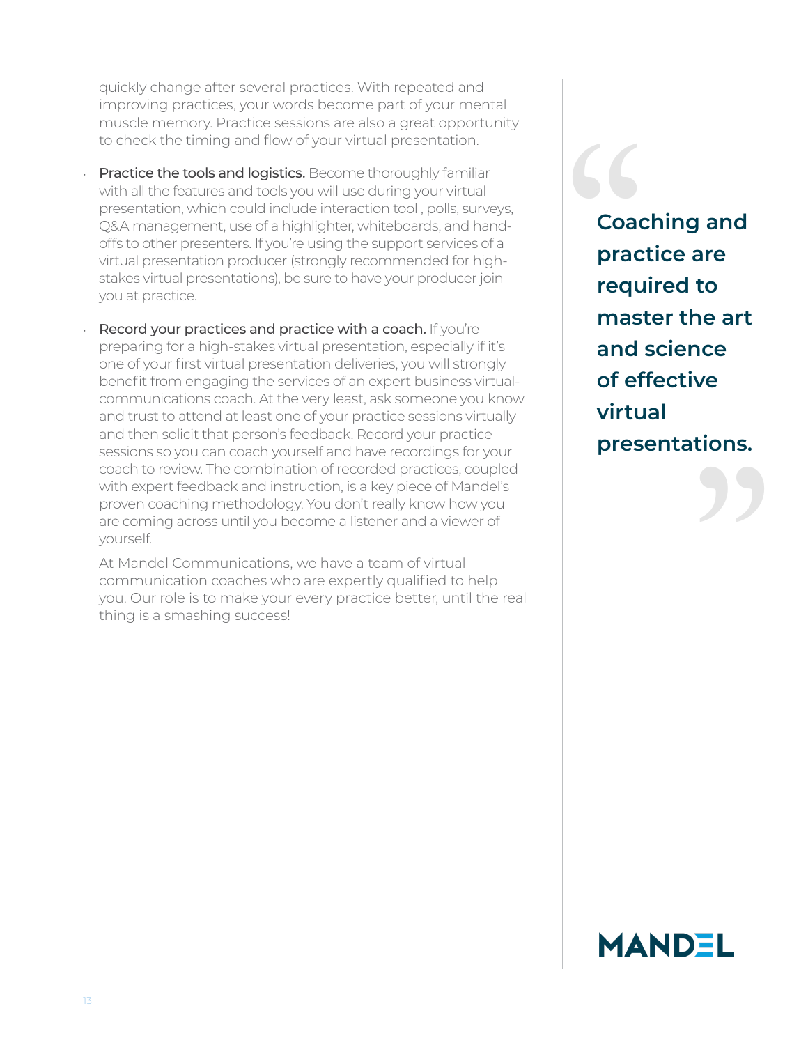quickly change after several practices. With repeated and improving practices, your words become part of your mental muscle memory. Practice sessions are also a great opportunity to check the timing and flow of your virtual presentation.

- **Practice the tools and logistics.** Become thoroughly familiar with all the features and tools you will use during your virtual presentation, which could include interaction tool , polls, surveys, Q&A management, use of a highlighter, whiteboards, and hand-offs to other presenters. If you're using the support services of a virtual presentation producer (strongly recommended for high-stakes virtual presentations), be sure to have your producer join you at practice.

- **Record your practices and practice with a coach.** If you're preparing for a high-stakes virtual presentation, especially if it's one of your first virtual presentation deliveries, you will strongly benefit from engaging the services of an expert business virtual-communications coach. At the very least, ask someone you know and trust to attend at least one of your practice sessions virtually and then solicit that person's feedback. Record your practice sessions so you can coach yourself and have recordings for your coach to review. The combination of recorded practices, coupled with expert feedback and instruction, is a key piece of Mandel's proven coaching methodology. You don't really know how you are coming across until you become a listener and a viewer of yourself.

  At Mandel Communications, we have a team of virtual communication coaches who are expertly qualified to help you. Our role is to make your every practice better, until the real thing is a smashing success!

> **"Coaching and practice are required to master the art and science of effective virtual presentations."**

MANDEL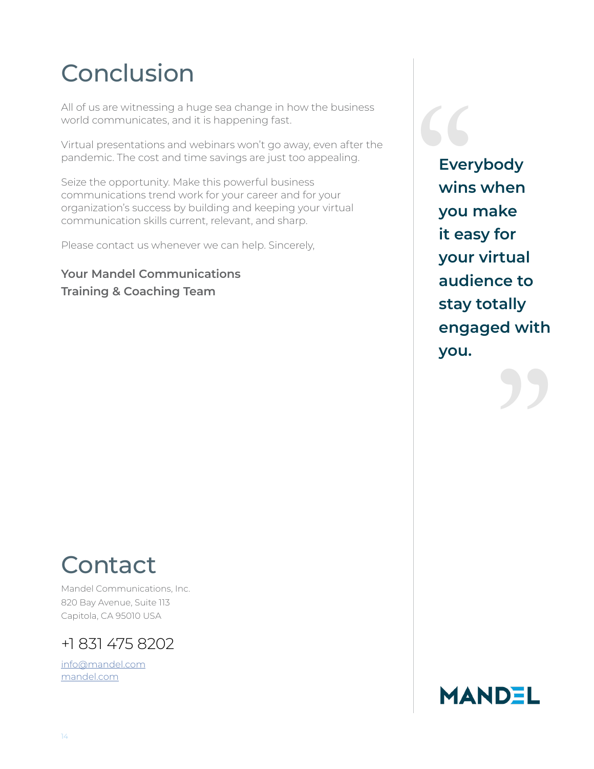# Conclusion

All of us are witnessing a huge sea change in how the business world communicates, and it is happening fast.

Virtual presentations and webinars won't go away, even after the pandemic. The cost and time savings are just too appealing.

Seize the opportunity. Make this powerful business communications trend work for your career and for your organization's success by building and keeping your virtual communication skills current, relevant, and sharp.

Please contact us whenever we can help. Sincerely,

**Your Mandel Communications Training & Coaching Team**

> **"Everybody wins when you make it easy for your virtual audience to stay totally engaged with you."**

# Contact

Mandel Communications, Inc.
820 Bay Avenue, Suite 113
Capitola, CA 95010 USA

+1 831 475 8202

info@mandel.com
mandel.com

MANDEL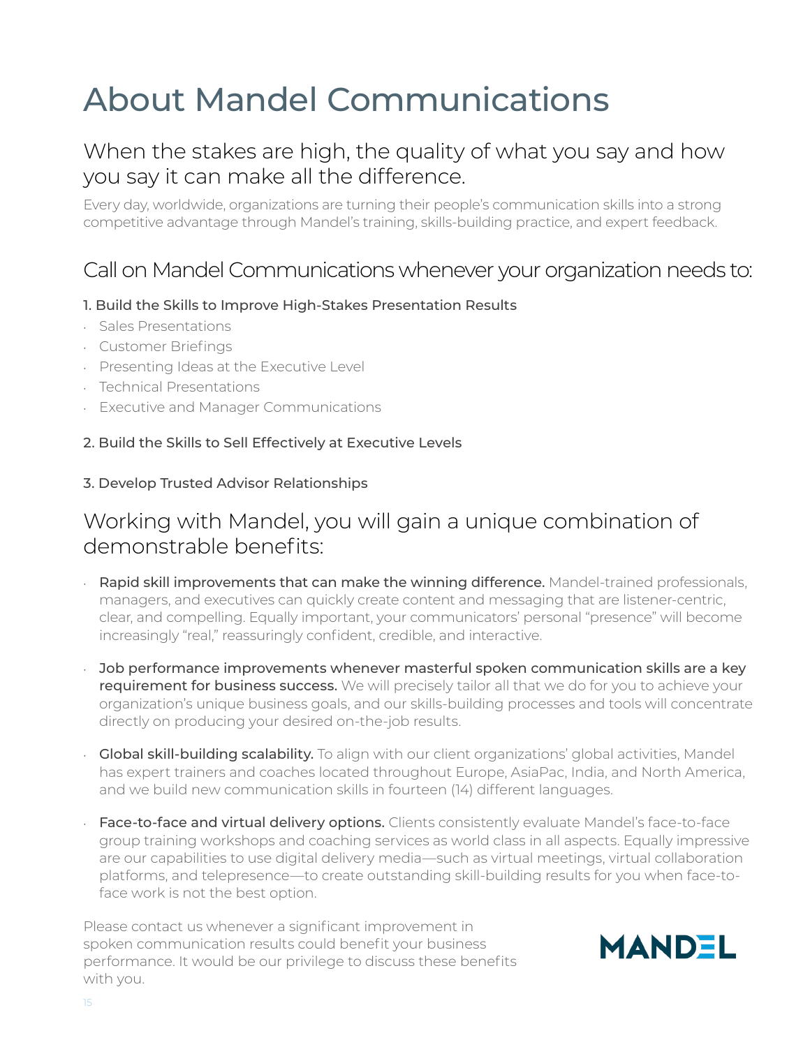# About Mandel Communications

## When the stakes are high, the quality of what you say and how you say it can make all the difference.

Every day, worldwide, organizations are turning their people's communication skills into a strong competitive advantage through Mandel's training, skills-building practice, and expert feedback.

## Call on Mandel Communications whenever your organization needs to:

1. Build the Skills to Improve High-Stakes Presentation Results
   - Sales Presentations
   - Customer Briefings
   - Presenting Ideas at the Executive Level
   - Technical Presentations
   - Executive and Manager Communications

2. Build the Skills to Sell Effectively at Executive Levels

3. Develop Trusted Advisor Relationships

## Working with Mandel, you will gain a unique combination of demonstrable benefits:

- **Rapid skill improvements that can make the winning difference.** Mandel-trained professionals, managers, and executives can quickly create content and messaging that are listener-centric, clear, and compelling. Equally important, your communicators' personal "presence" will become increasingly "real," reassuringly confident, credible, and interactive.

- **Job performance improvements whenever masterful spoken communication skills are a key requirement for business success.** We will precisely tailor all that we do for you to achieve your organization's unique business goals, and our skills-building processes and tools will concentrate directly on producing your desired on-the-job results.

- **Global skill-building scalability.** To align with our client organizations' global activities, Mandel has expert trainers and coaches located throughout Europe, AsiaPac, India, and North America, and we build new communication skills in fourteen (14) different languages.

- **Face-to-face and virtual delivery options.** Clients consistently evaluate Mandel's face-to-face group training workshops and coaching services as world class in all aspects. Equally impressive are our capabilities to use digital delivery media—such as virtual meetings, virtual collaboration platforms, and telepresence—to create outstanding skill-building results for you when face-to-face work is not the best option.

Please contact us whenever a significant improvement in spoken communication results could benefit your business performance. It would be our privilege to discuss these benefits with you.

MANDEL